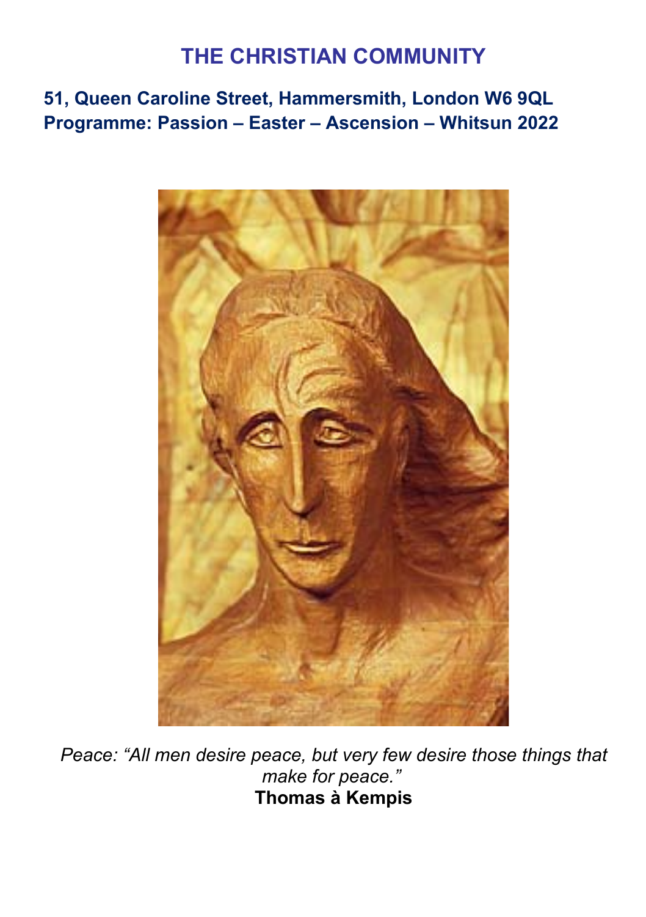# THE CHRISTIAN COMMUNITY

## 51, Queen Caroline Street, Hammersmith, London W6 9QL
## Programme: Passion – Easter – Ascension – Whitsun 2022

*Peace: "All men desire peace, but very few desire those things that make for peace."*
**Thomas à Kempis**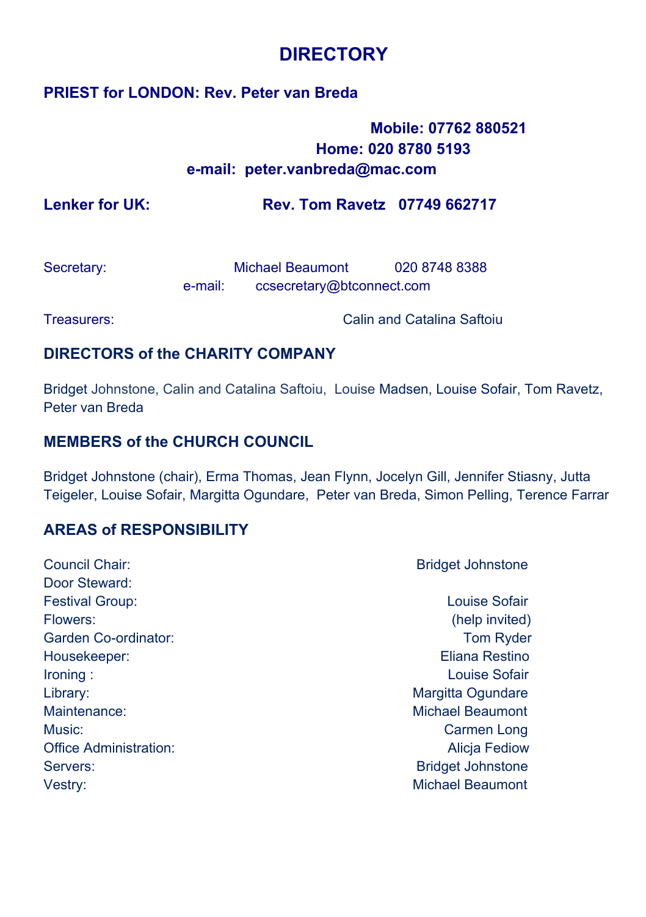# DIRECTORY

## PRIEST for LONDON: Rev. Peter van Breda

**Mobile: 07762 880521**
**Home: 020 8780 5193**
**e-mail: peter.vanbreda@mac.com**

**Lenker for UK: Rev. Tom Ravetz 07749 662717**

Secretary: Michael Beaumont 020 8748 8388
e-mail: ccsecretary@btconnect.com

Treasurers: Calin and Catalina Saftoiu

## DIRECTORS of the CHARITY COMPANY

Bridget Johnstone, Calin and Catalina Saftoiu, Louise Madsen, Louise Sofair, Tom Ravetz, Peter van Breda

## MEMBERS of the CHURCH COUNCIL

Bridget Johnstone (chair), Erma Thomas, Jean Flynn, Jocelyn Gill, Jennifer Stiasny, Jutta Teigeler, Louise Sofair, Margitta Ogundare, Peter van Breda, Simon Pelling, Terence Farrar

## AREAS of RESPONSIBILITY

| Area | Name |
|---|---|
| Council Chair: | Bridget Johnstone |
| Door Steward: | |
| Festival Group: | Louise Sofair |
| Flowers: | (help invited) |
| Garden Co-ordinator: | Tom Ryder |
| Housekeeper: | Eliana Restino |
| Ironing : | Louise Sofair |
| Library: | Margitta Ogundare |
| Maintenance: | Michael Beaumont |
| Music: | Carmen Long |
| Office Administration: | Alicja Fediow |
| Servers: | Bridget Johnstone |
| Vestry: | Michael Beaumont |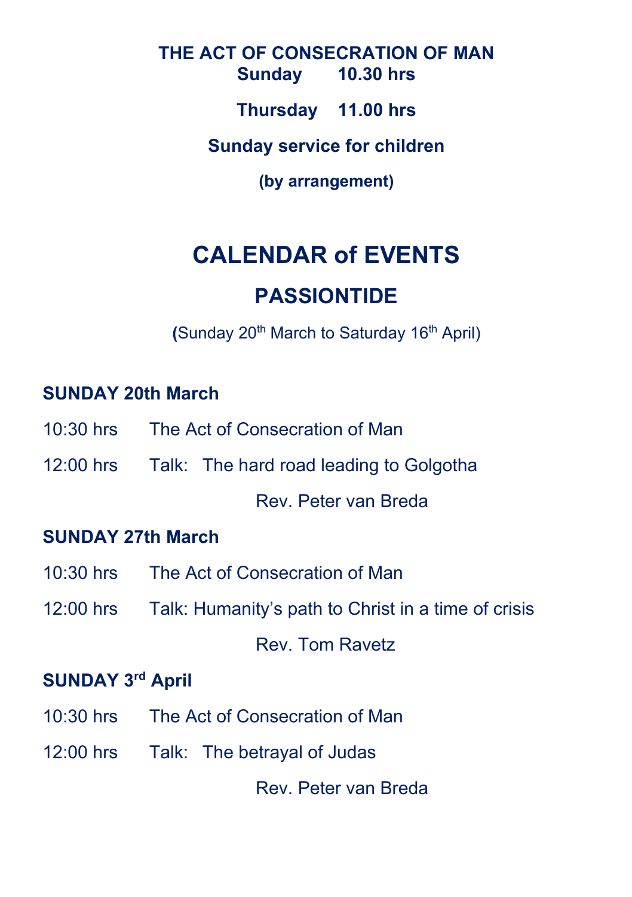**THE ACT OF CONSECRATION OF MAN**
**Sunday 10.30 hrs**

**Thursday 11.00 hrs**

**Sunday service for children**

**(by arrangement)**

# CALENDAR of EVENTS

## PASSIONTIDE

(Sunday 20th March to Saturday 16th April)

**SUNDAY 20th March**

10:30 hrs The Act of Consecration of Man

12:00 hrs Talk: The hard road leading to Golgotha

Rev. Peter van Breda

**SUNDAY 27th March**

10:30 hrs The Act of Consecration of Man

12:00 hrs Talk: Humanity's path to Christ in a time of crisis

Rev. Tom Ravetz

**SUNDAY 3rd April**

10:30 hrs The Act of Consecration of Man

12:00 hrs Talk: The betrayal of Judas

Rev. Peter van Breda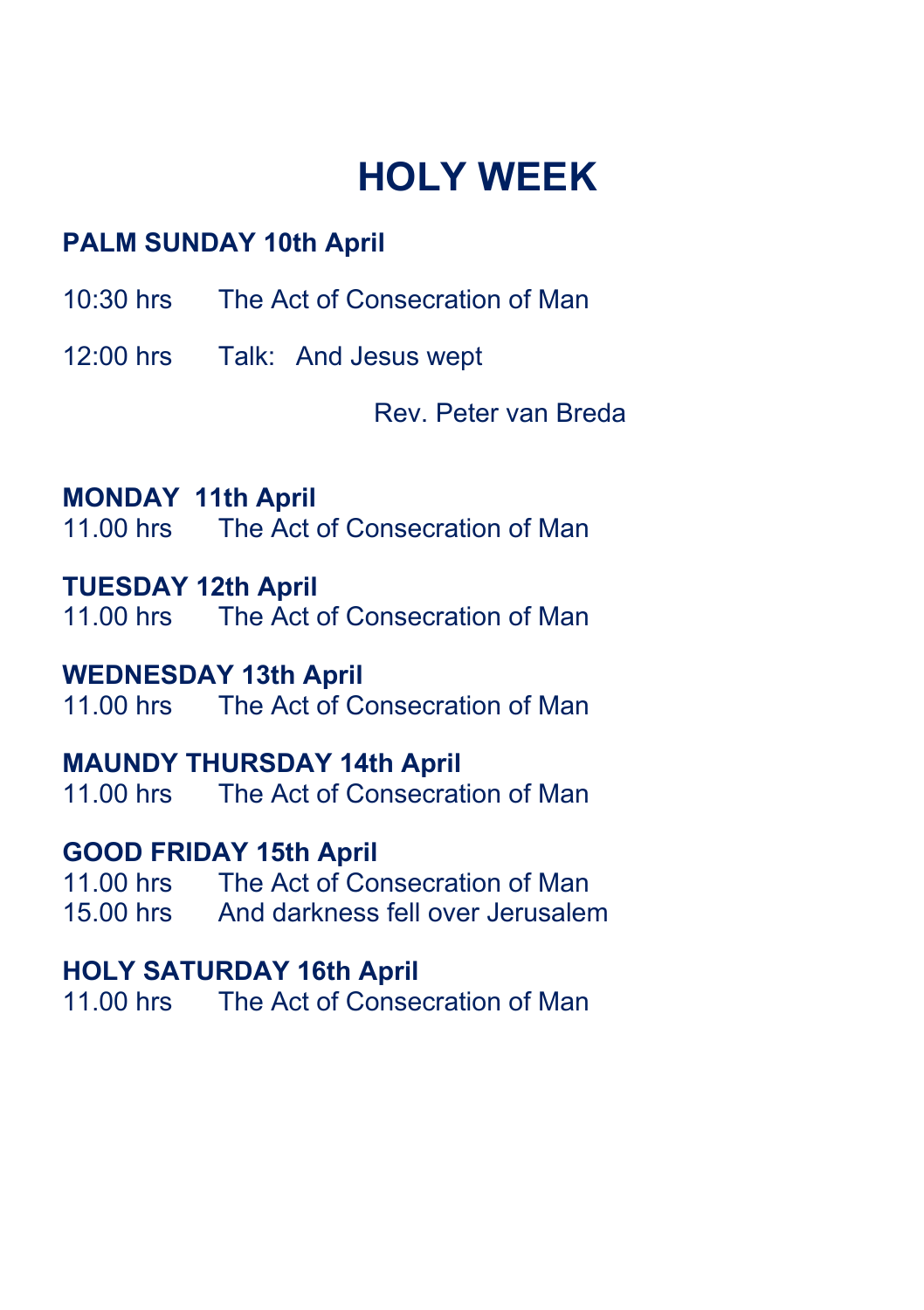# HOLY WEEK

**PALM SUNDAY 10th April**

10:30 hrs The Act of Consecration of Man

12:00 hrs Talk: And Jesus wept

Rev. Peter van Breda

**MONDAY 11th April**
11.00 hrs The Act of Consecration of Man

**TUESDAY 12th April**
11.00 hrs The Act of Consecration of Man

**WEDNESDAY 13th April**
11.00 hrs The Act of Consecration of Man

**MAUNDY THURSDAY 14th April**
11.00 hrs The Act of Consecration of Man

**GOOD FRIDAY 15th April**
11.00 hrs The Act of Consecration of Man
15.00 hrs And darkness fell over Jerusalem

**HOLY SATURDAY 16th April**
11.00 hrs The Act of Consecration of Man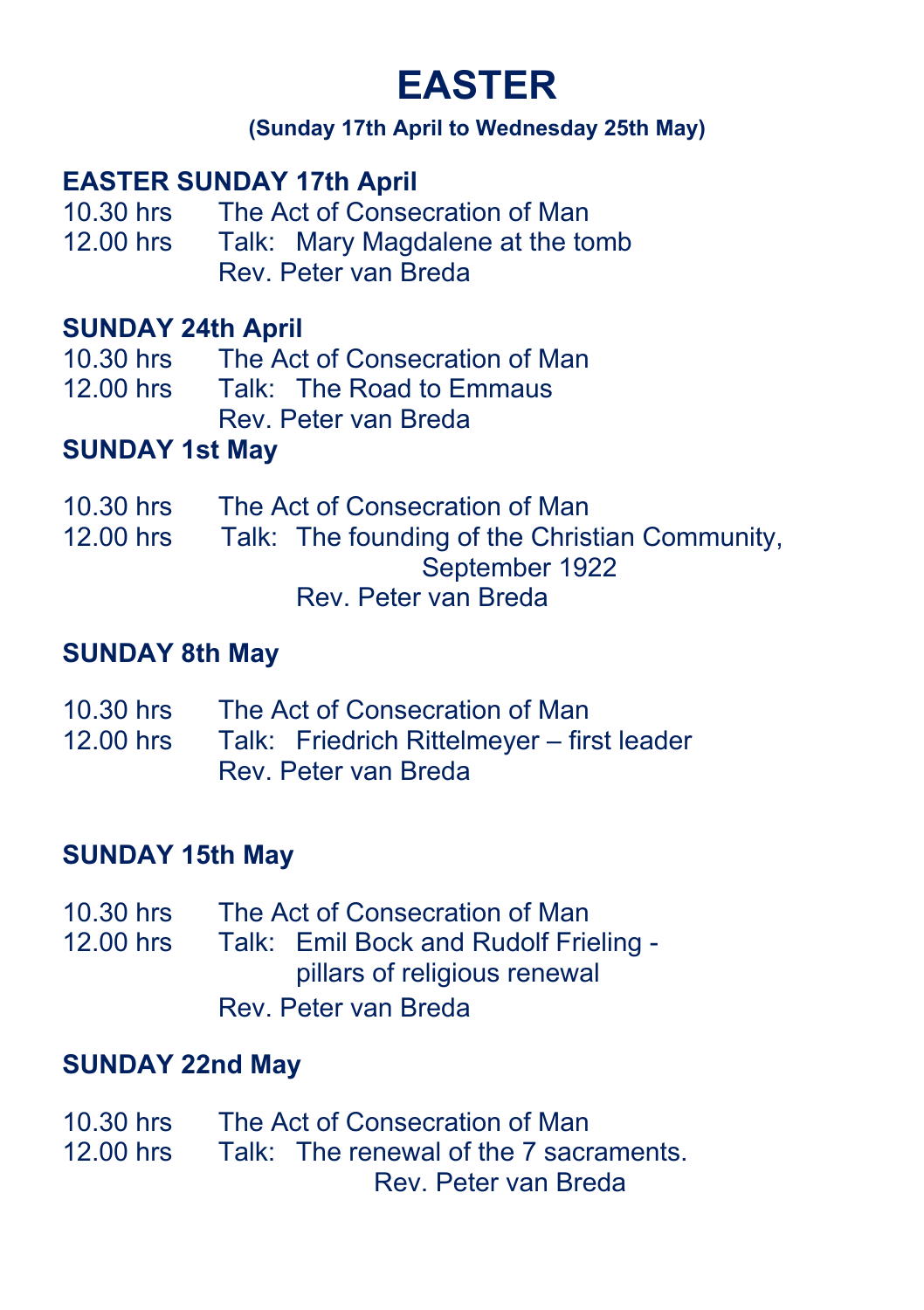# EASTER

**(Sunday 17th April to Wednesday 25th May)**

**EASTER SUNDAY 17th April**

10.30 hrs  The Act of Consecration of Man
12.00 hrs  Talk: Mary Magdalene at the tomb
Rev. Peter van Breda

**SUNDAY 24th April**

10.30 hrs  The Act of Consecration of Man
12.00 hrs  Talk: The Road to Emmaus
Rev. Peter van Breda

**SUNDAY 1st May**

10.30 hrs  The Act of Consecration of Man
12.00 hrs  Talk: The founding of the Christian Community, September 1922
Rev. Peter van Breda

**SUNDAY 8th May**

10.30 hrs  The Act of Consecration of Man
12.00 hrs  Talk: Friedrich Rittelmeyer – first leader
Rev. Peter van Breda

**SUNDAY 15th May**

10.30 hrs  The Act of Consecration of Man
12.00 hrs  Talk: Emil Bock and Rudolf Frieling - pillars of religious renewal
Rev. Peter van Breda

**SUNDAY 22nd May**

10.30 hrs  The Act of Consecration of Man
12.00 hrs  Talk: The renewal of the 7 sacraments.
Rev. Peter van Breda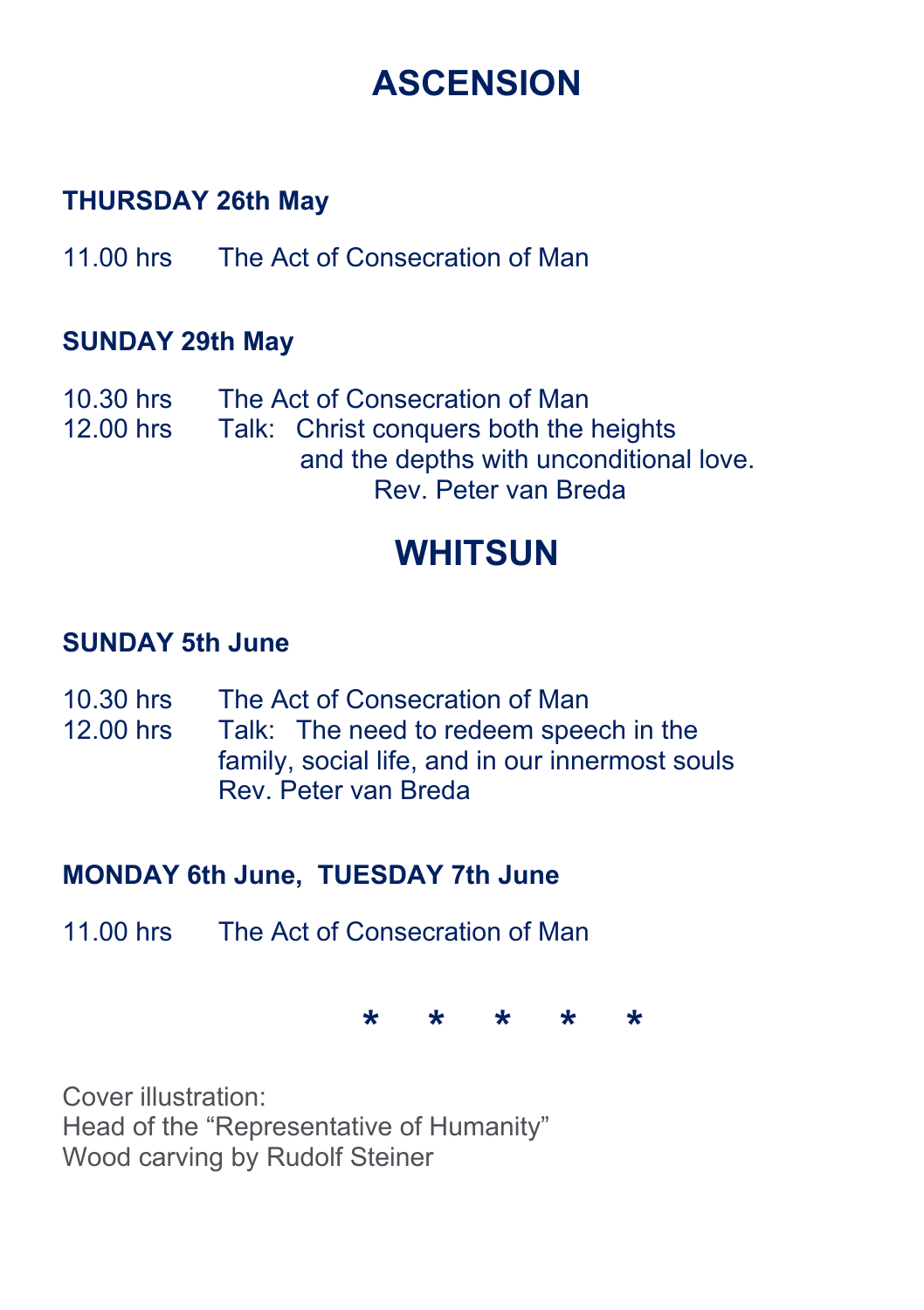# ASCENSION

**THURSDAY 26th May**

11.00 hrs  The Act of Consecration of Man

**SUNDAY 29th May**

10.30 hrs  The Act of Consecration of Man
12.00 hrs  Talk: Christ conquers both the heights and the depths with unconditional love.
Rev. Peter van Breda

# WHITSUN

**SUNDAY 5th June**

10.30 hrs  The Act of Consecration of Man
12.00 hrs  Talk: The need to redeem speech in the family, social life, and in our innermost souls
Rev. Peter van Breda

**MONDAY 6th June, TUESDAY 7th June**

11.00 hrs  The Act of Consecration of Man

\* \* \* \* \*

Cover illustration:
Head of the "Representative of Humanity"
Wood carving by Rudolf Steiner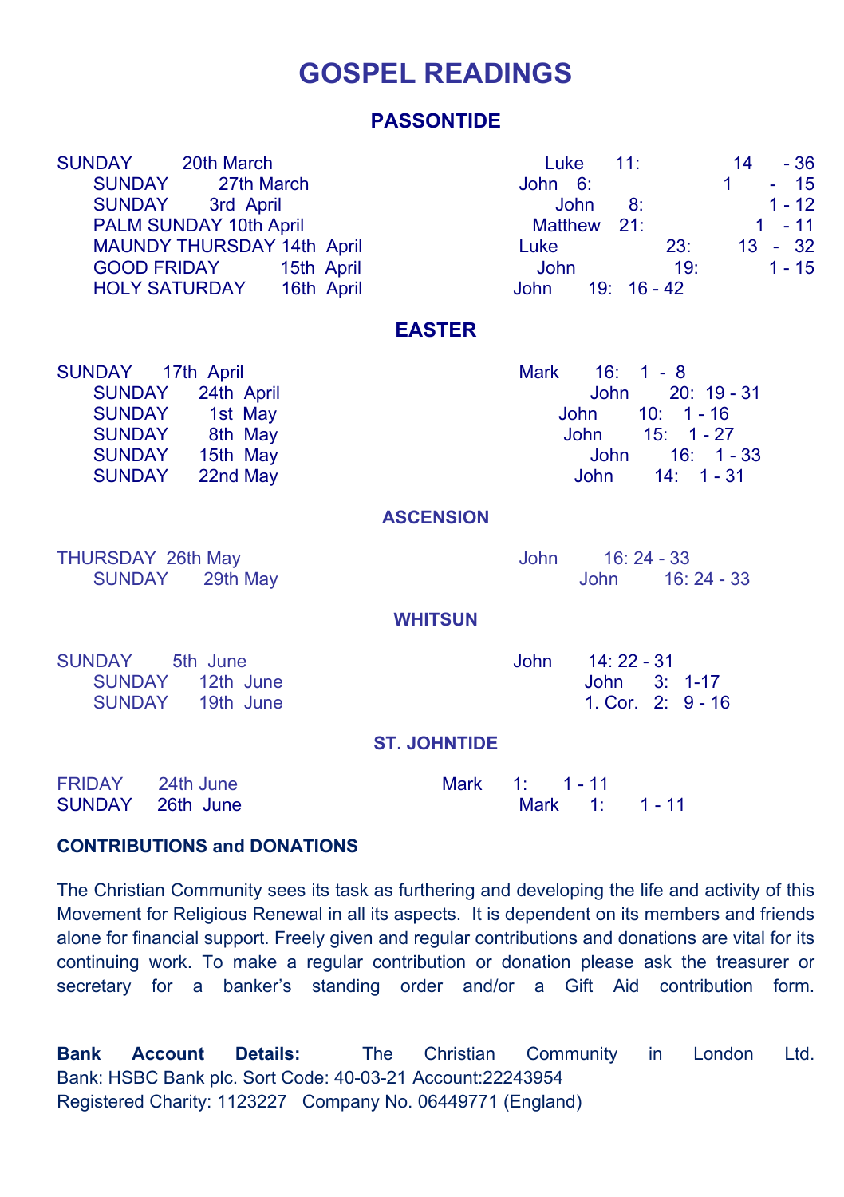# GOSPEL READINGS

## PASSONTIDE

| | |
|---|---|
| SUNDAY 20th March | Luke 11: 14 - 36 |
| SUNDAY 27th March | John 6: 1 - 15 |
| SUNDAY 3rd April | John 8: 1 - 12 |
| PALM SUNDAY 10th April | Matthew 21: 1 - 11 |
| MAUNDY THURSDAY 14th April | Luke 23: 13 - 32 |
| GOOD FRIDAY 15th April | John 19: 1 - 15 |
| HOLY SATURDAY 16th April | John 19: 16 - 42 |

## EASTER

| | |
|---|---|
| SUNDAY 17th April | Mark 16: 1 - 8 |
| SUNDAY 24th April | John 20: 19 - 31 |
| SUNDAY 1st May | John 10: 1 - 16 |
| SUNDAY 8th May | John 15: 1 - 27 |
| SUNDAY 15th May | John 16: 1 - 33 |
| SUNDAY 22nd May | John 14: 1 - 31 |

## ASCENSION

| | |
|---|---|
| THURSDAY 26th May | John 16: 24 - 33 |
| SUNDAY 29th May | John 16: 24 - 33 |

## WHITSUN

| | |
|---|---|
| SUNDAY 5th June | John 14: 22 - 31 |
| SUNDAY 12th June | John 3: 1-17 |
| SUNDAY 19th June | 1. Cor. 2: 9 - 16 |

## ST. JOHNTIDE

| | |
|---|---|
| FRIDAY 24th June | Mark 1: 1 - 11 |
| SUNDAY 26th June | Mark 1: 1 - 11 |

**CONTRIBUTIONS and DONATIONS**

The Christian Community sees its task as furthering and developing the life and activity of this Movement for Religious Renewal in all its aspects. It is dependent on its members and friends alone for financial support. Freely given and regular contributions and donations are vital for its continuing work. To make a regular contribution or donation please ask the treasurer or secretary for a banker's standing order and/or a Gift Aid contribution form.

**Bank Account Details:** The Christian Community in London Ltd.
Bank: HSBC Bank plc. Sort Code: 40-03-21 Account:22243954
Registered Charity: 1123227 Company No. 06449771 (England)